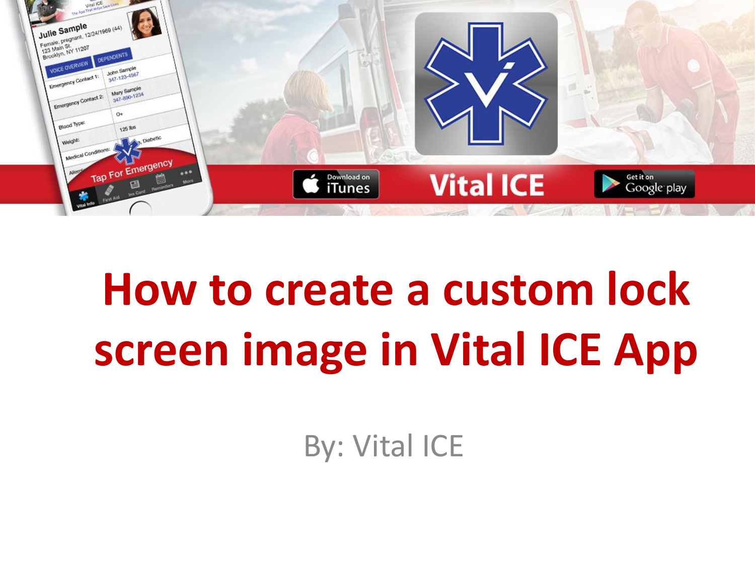# How to create a custom lock screen image in Vital ICE App

By: Vital ICE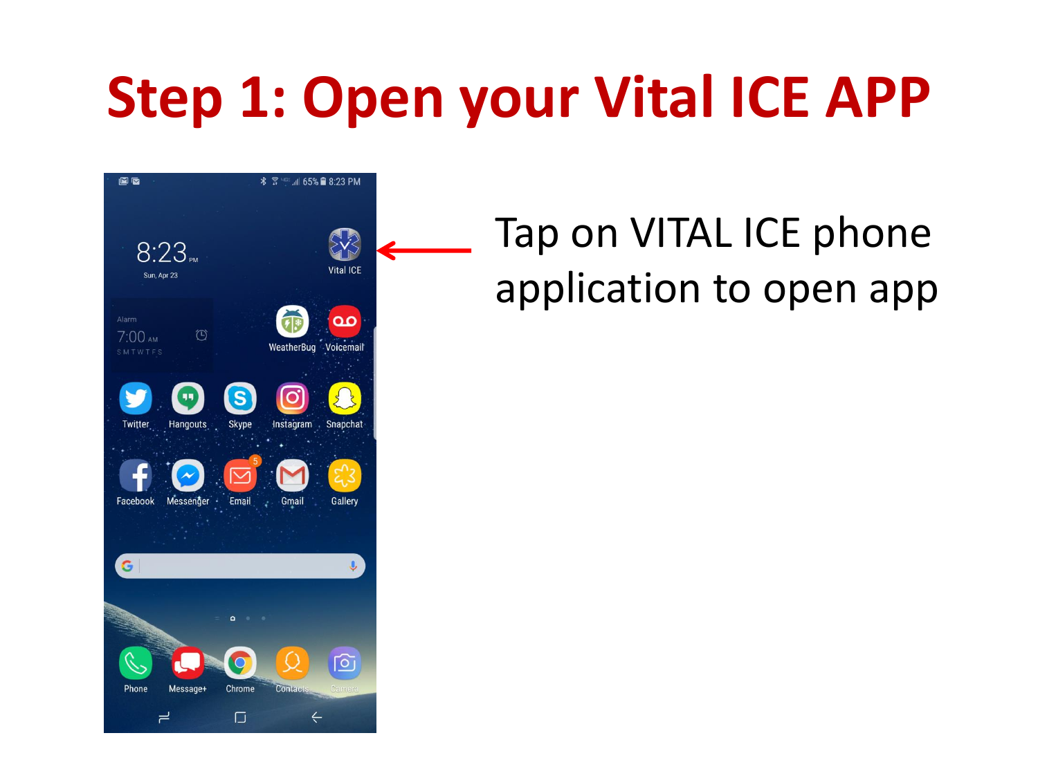# Step 1: Open your Vital ICE APP

Tap on VITAL ICE phone application to open app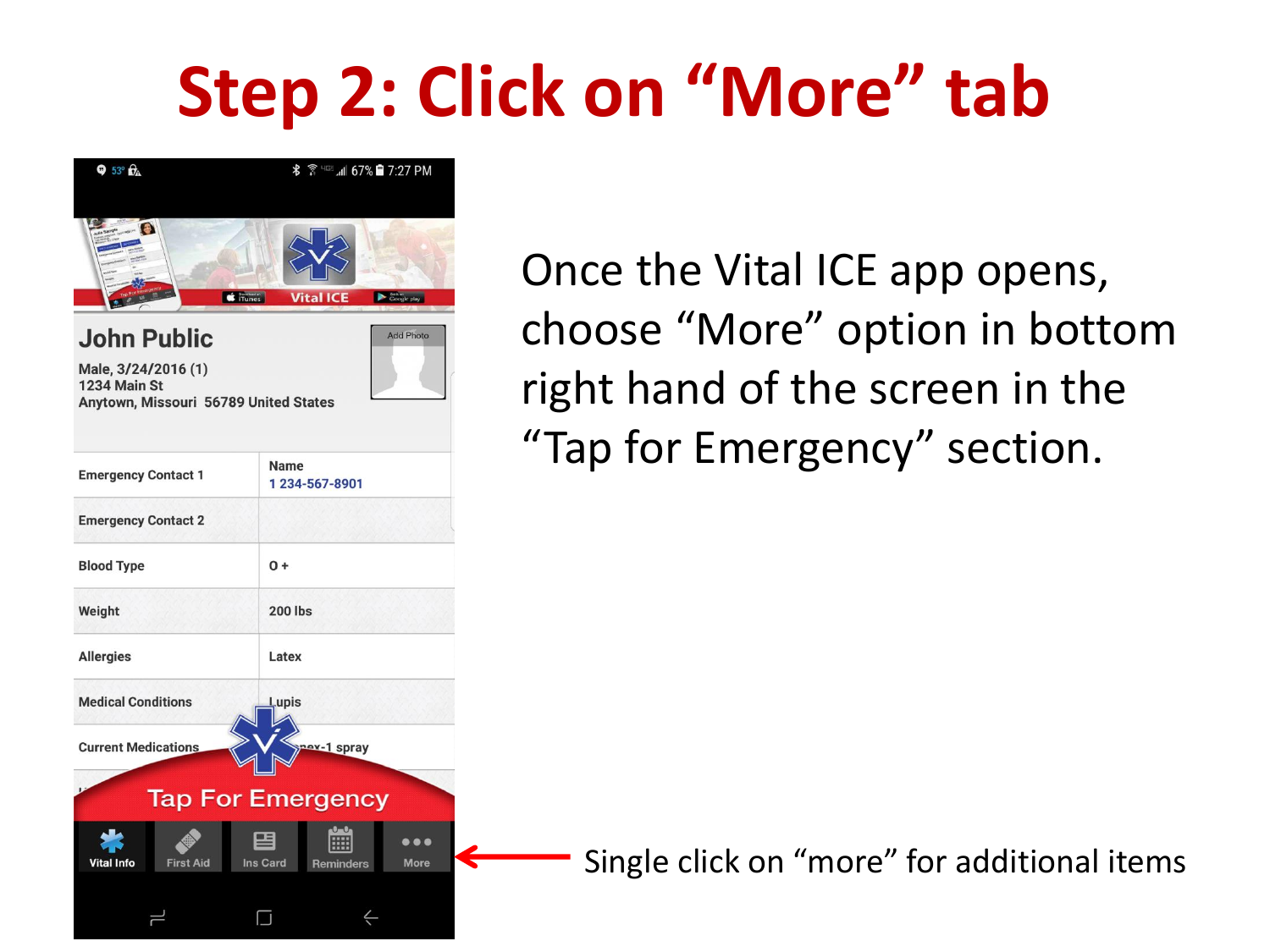# Step 2: Click on "More" tab

Once the Vital ICE app opens, choose "More" option in bottom right hand of the screen in the "Tap for Emergency" section.

Single click on "more" for additional items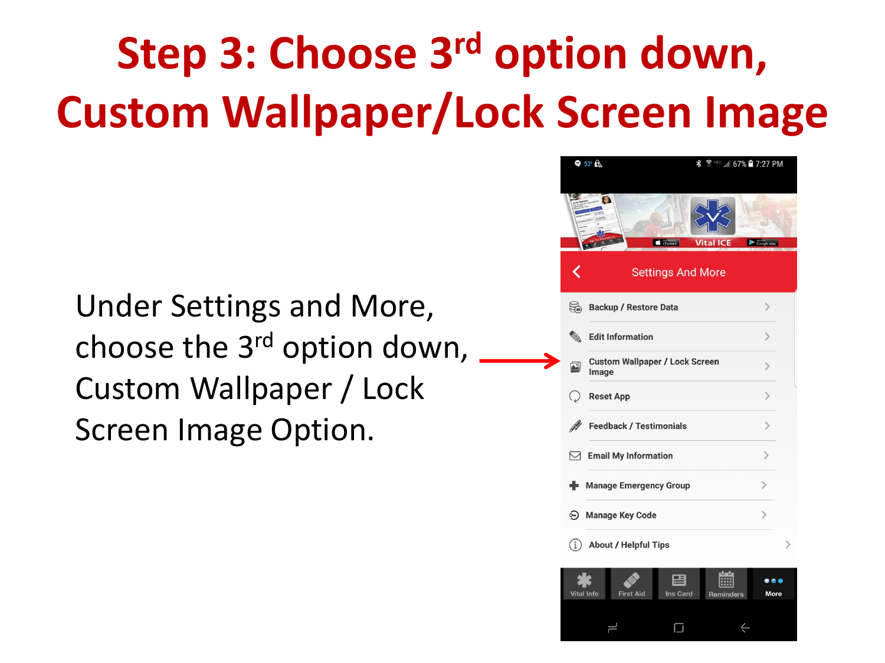# Step 3: Choose 3rd option down, Custom Wallpaper/Lock Screen Image

Under Settings and More, choose the 3rd option down, Custom Wallpaper / Lock Screen Image Option.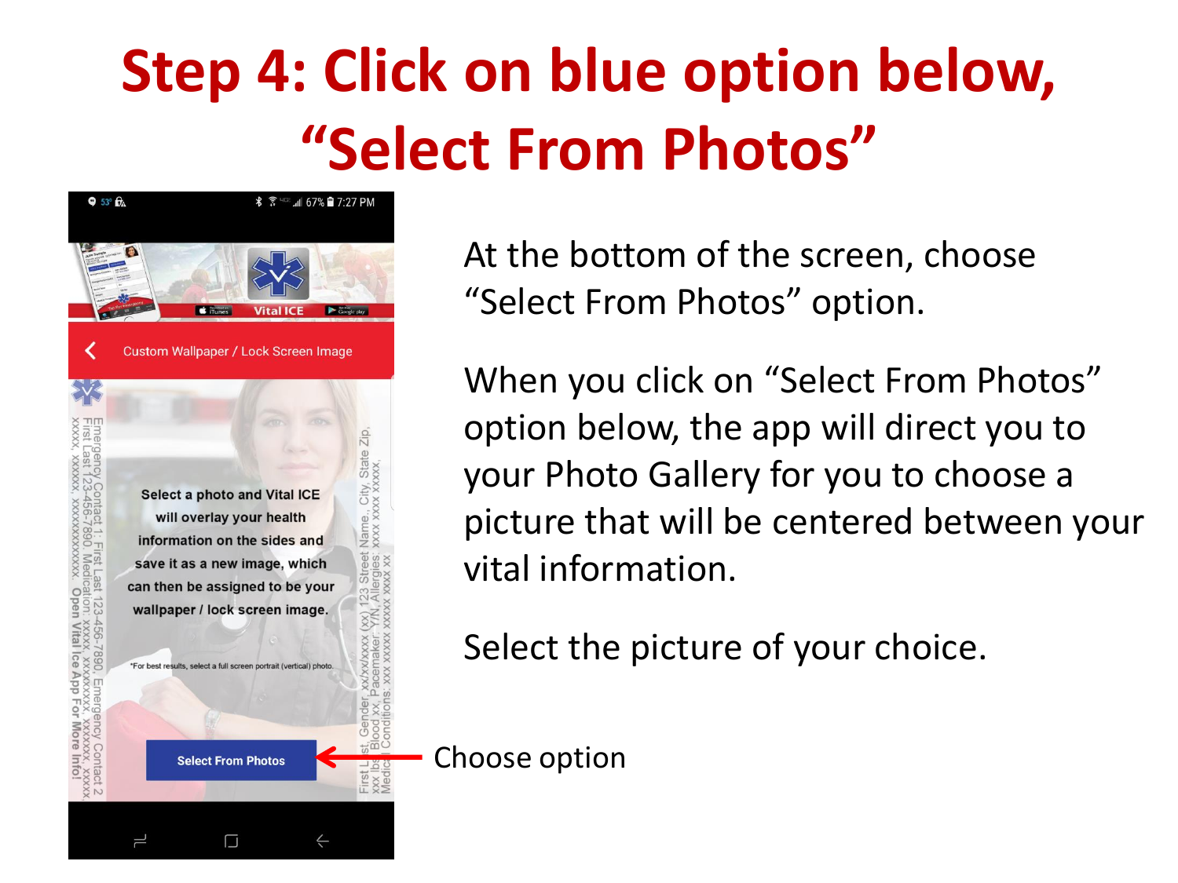# Step 4: Click on blue option below, "Select From Photos"

At the bottom of the screen, choose "Select From Photos" option.

When you click on "Select From Photos" option below, the app will direct you to your Photo Gallery for you to choose a picture that will be centered between your vital information.

Select the picture of your choice.

Choose option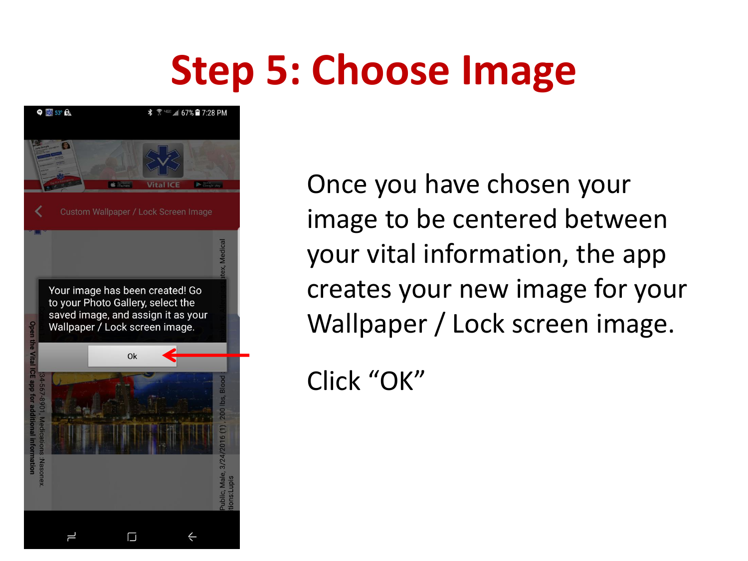# Step 5: Choose Image

Once you have chosen your image to be centered between your vital information, the app creates your new image for your Wallpaper / Lock screen image.

Click “OK”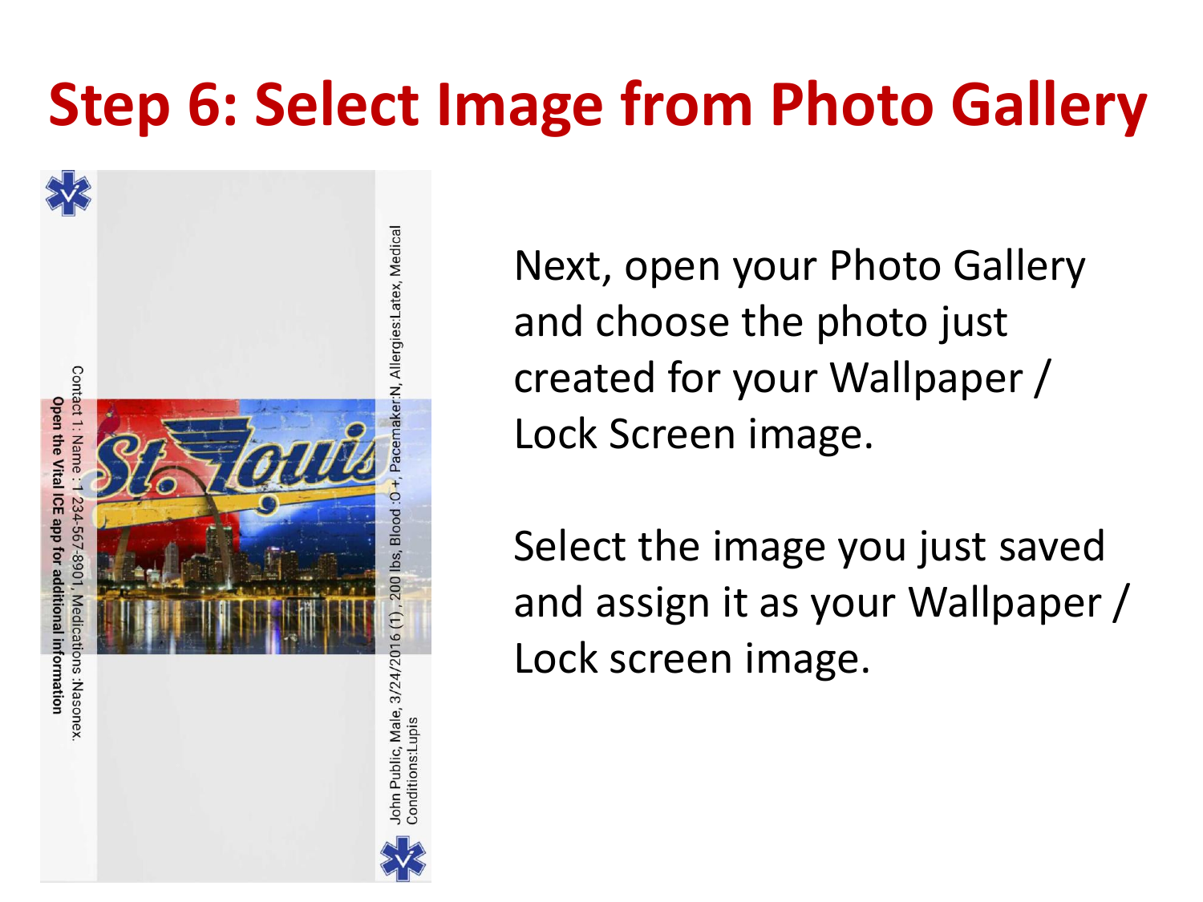# Step 6: Select Image from Photo Gallery

Next, open your Photo Gallery and choose the photo just created for your Wallpaper / Lock Screen image.

Select the image you just saved and assign it as your Wallpaper / Lock screen image.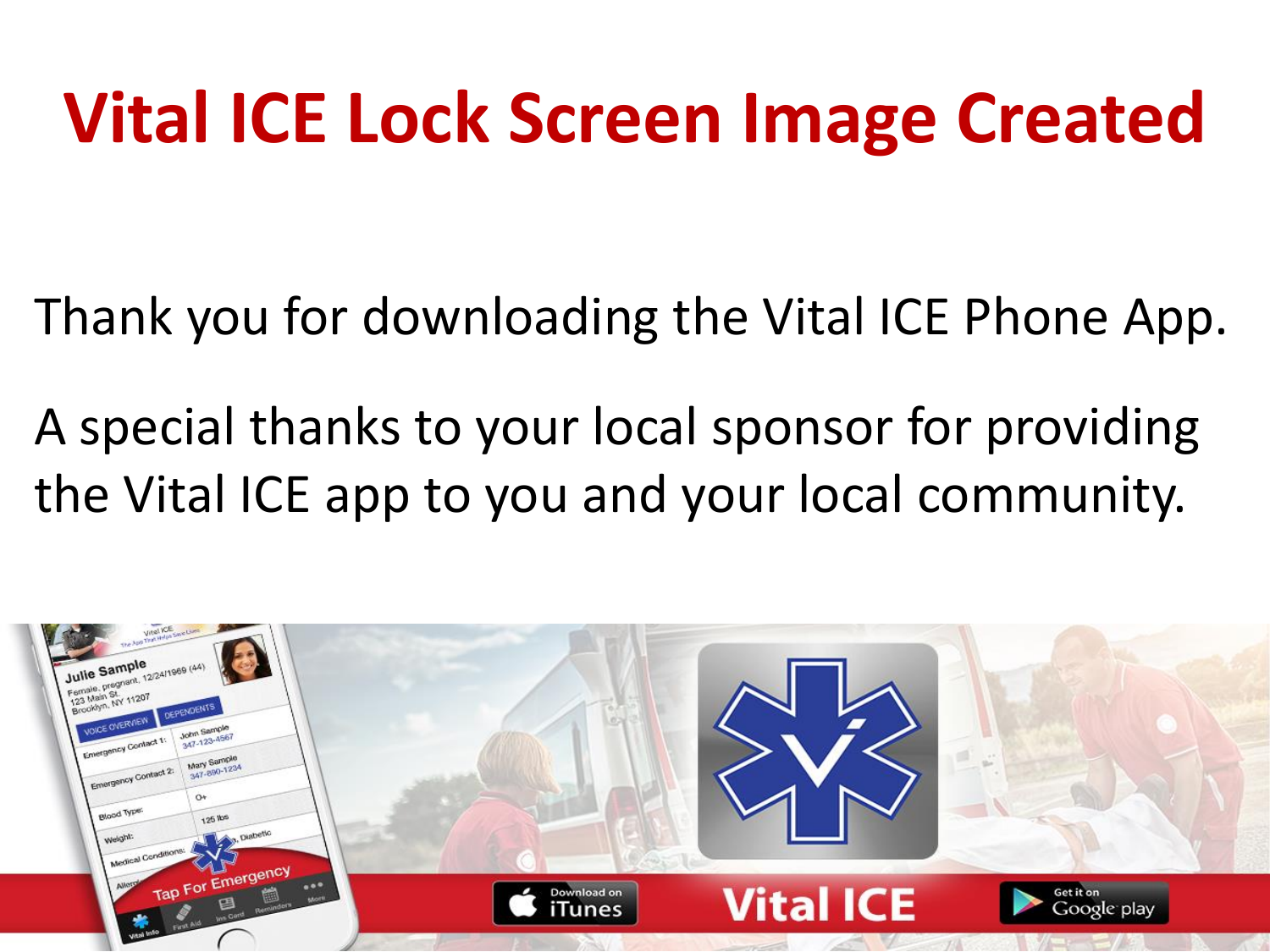# Vital ICE Lock Screen Image Created

Thank you for downloading the Vital ICE Phone App.

A special thanks to your local sponsor for providing the Vital ICE app to you and your local community.